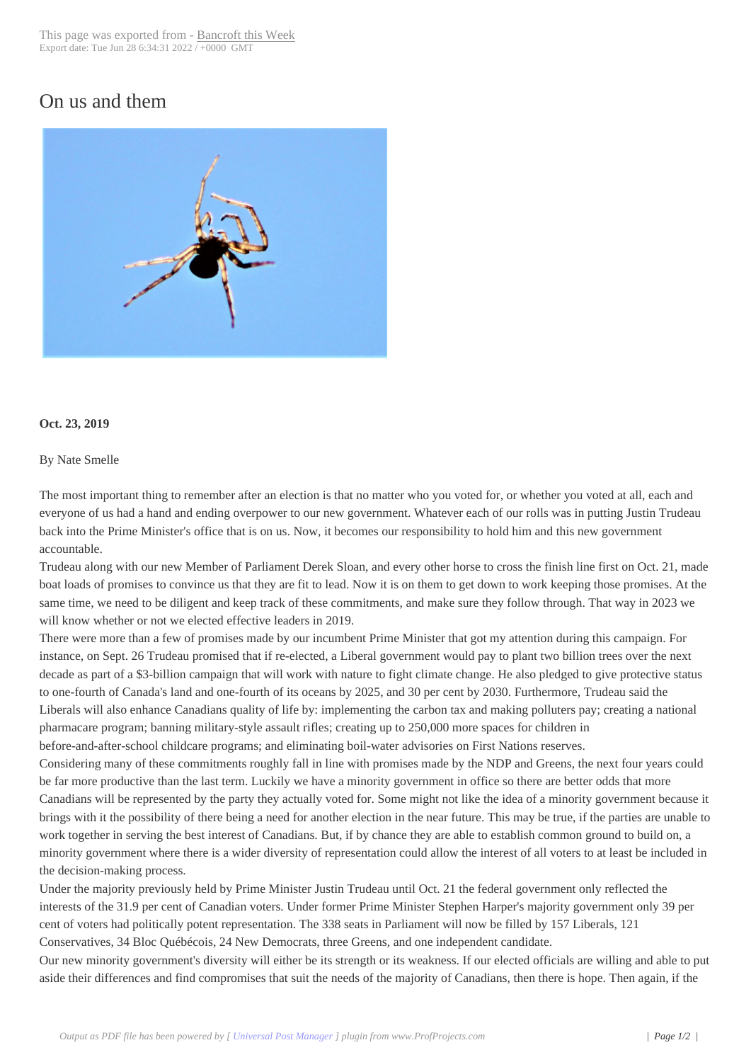# On us and them

**Oct. 23, 2019**

By Nate Smelle

The most important thing to remember after an election is that no matter who you voted for, or whether you voted at all, each and everyone of us had a hand and ending overpower to our new government. Whatever each of our rolls was in putting Justin Trudeau back into the Prime Minister's office that is on us. Now, it becomes our responsibility to hold him and this new government accountable.

Trudeau along with our new Member of Parliament Derek Sloan, and every other horse to cross the finish line first on Oct. 21, made boat loads of promises to convince us that they are fit to lead. Now it is on them to get down to work keeping those promises. At the same time, we need to be diligent and keep track of these commitments, and make sure they follow through. That way in 2023 we will know whether or not we elected effective leaders in 2019.

There were more than a few of promises made by our incumbent Prime Minister that got my attention during this campaign. For instance, on Sept. 26 Trudeau promised that if re-elected, a Liberal government would pay to plant two billion trees over the next decade as part of a $3-billion campaign that will work with nature to fight climate change. He also pledged to give protective status to one-fourth of Canada's land and one-fourth of its oceans by 2025, and 30 per cent by 2030. Furthermore, Trudeau said the Liberals will also enhance Canadians quality of life by: implementing the carbon tax and making polluters pay; creating a national pharmacare program; banning military-style assault rifles; creating up to 250,000 more spaces for children in before-and-after-school childcare programs; and eliminating boil-water advisories on First Nations reserves.

Considering many of these commitments roughly fall in line with promises made by the NDP and Greens, the next four years could be far more productive than the last term. Luckily we have a minority government in office so there are better odds that more Canadians will be represented by the party they actually voted for. Some might not like the idea of a minority government because it brings with it the possibility of there being a need for another election in the near future. This may be true, if the parties are unable to work together in serving the best interest of Canadians. But, if by chance they are able to establish common ground to build on, a minority government where there is a wider diversity of representation could allow the interest of all voters to at least be included in the decision-making process.

Under the majority previously held by Prime Minister Justin Trudeau until Oct. 21 the federal government only reflected the interests of the 31.9 per cent of Canadian voters. Under former Prime Minister Stephen Harper's majority government only 39 per cent of voters had politically potent representation. The 338 seats in Parliament will now be filled by 157 Liberals, 121 Conservatives, 34 Bloc Québécois, 24 New Democrats, three Greens, and one independent candidate.

Our new minority government's diversity will either be its strength or its weakness. If our elected officials are willing and able to put aside their differences and find compromises that suit the needs of the majority of Canadians, then there is hope. Then again, if the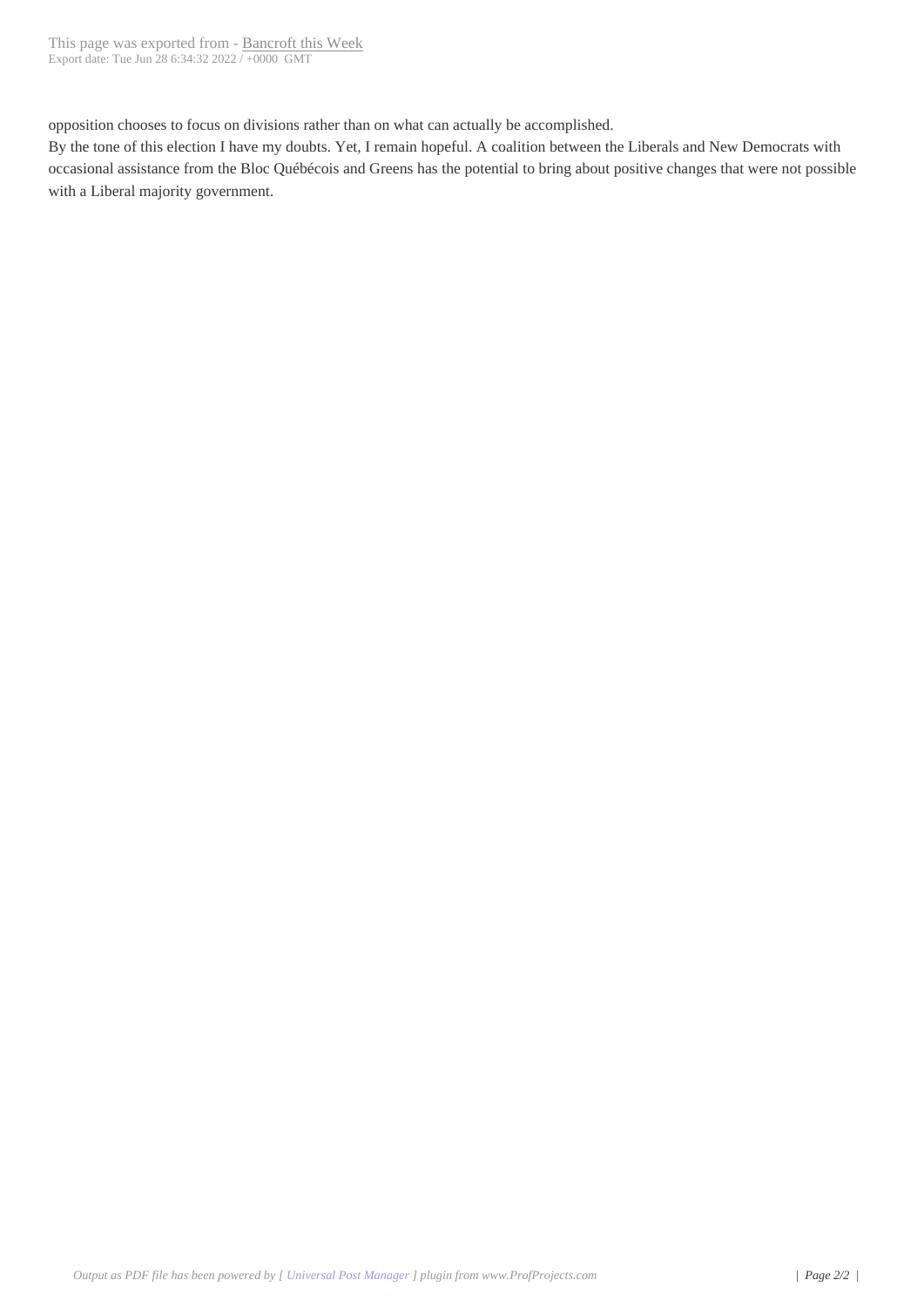opposition chooses to focus on divisions rather than on what can actually be accomplished.

By the tone of this election I have my doubts. Yet, I remain hopeful. A coalition between the Liberals and New Democrats with occasional assistance from the Bloc Québécois and Greens has the potential to bring about positive changes that were not possible with a Liberal majority government.